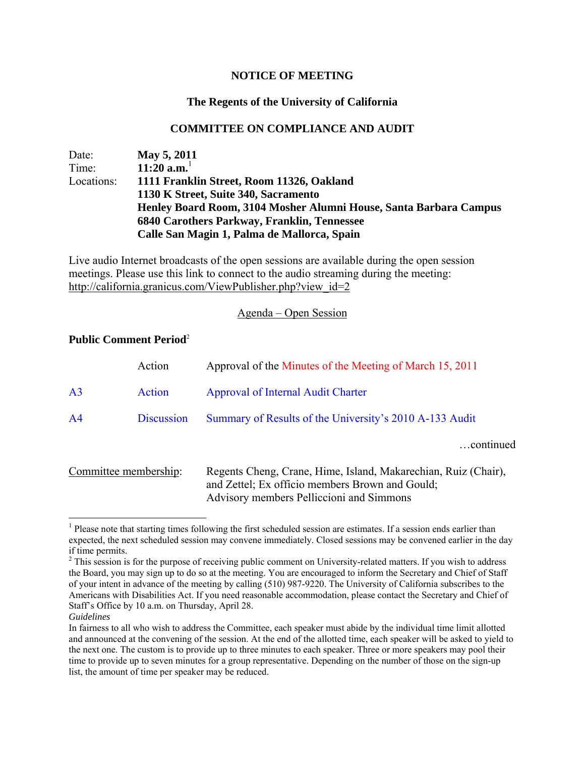**NOTICE OF MEETING**

**The Regents of the University of California**

**COMMITTEE ON COMPLIANCE AND AUDIT**

Date: **May 5, 2011**
Time: **11:20 a.m.**[1]
Locations: **1111 Franklin Street, Room 11326, Oakland**
**1130 K Street, Suite 340, Sacramento**
**Henley Board Room, 3104 Mosher Alumni House, Santa Barbara Campus**
**6840 Carothers Parkway, Franklin, Tennessee**
**Calle San Magin 1, Palma de Mallorca, Spain**

Live audio Internet broadcasts of the open sessions are available during the open session meetings. Please use this link to connect to the audio streaming during the meeting: http://california.granicus.com/ViewPublisher.php?view_id=2

Agenda – Open Session

**Public Comment Period**[2]

| | | |
|---|---|---|
| | Action | Approval of the Minutes of the Meeting of March 15, 2011 |
| A3 | Action | Approval of Internal Audit Charter |
| A4 | Discussion | Summary of Results of the University's 2010 A-133 Audit |

…continued

Committee membership: Regents Cheng, Crane, Hime, Island, Makarechian, Ruiz (Chair), and Zettel; Ex officio members Brown and Gould; Advisory members Pelliccioni and Simmons

[1] Please note that starting times following the first scheduled session are estimates. If a session ends earlier than expected, the next scheduled session may convene immediately. Closed sessions may be convened earlier in the day if time permits.

[2] This session is for the purpose of receiving public comment on University-related matters. If you wish to address the Board, you may sign up to do so at the meeting. You are encouraged to inform the Secretary and Chief of Staff of your intent in advance of the meeting by calling (510) 987-9220. The University of California subscribes to the Americans with Disabilities Act. If you need reasonable accommodation, please contact the Secretary and Chief of Staff's Office by 10 a.m. on Thursday, April 28.

*Guidelines*

In fairness to all who wish to address the Committee, each speaker must abide by the individual time limit allotted and announced at the convening of the session. At the end of the allotted time, each speaker will be asked to yield to the next one. The custom is to provide up to three minutes to each speaker. Three or more speakers may pool their time to provide up to seven minutes for a group representative. Depending on the number of those on the sign-up list, the amount of time per speaker may be reduced.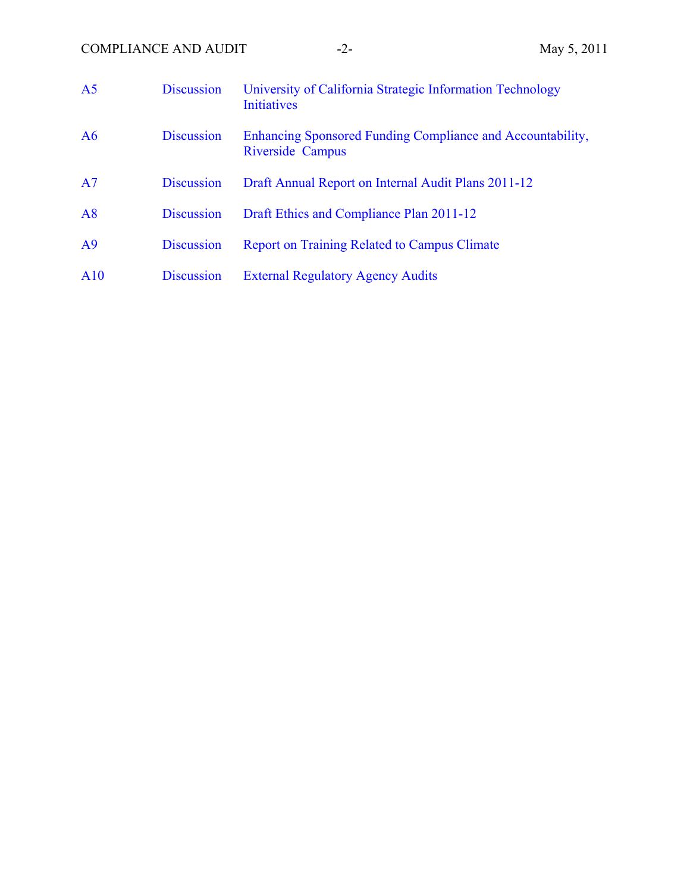| | | |
|---|---|---|
| A5 | Discussion | University of California Strategic Information Technology Initiatives |
| A6 | Discussion | Enhancing Sponsored Funding Compliance and Accountability, Riverside Campus |
| A7 | Discussion | Draft Annual Report on Internal Audit Plans 2011-12 |
| A8 | Discussion | Draft Ethics and Compliance Plan 2011-12 |
| A9 | Discussion | Report on Training Related to Campus Climate |
| A10 | Discussion | External Regulatory Agency Audits |